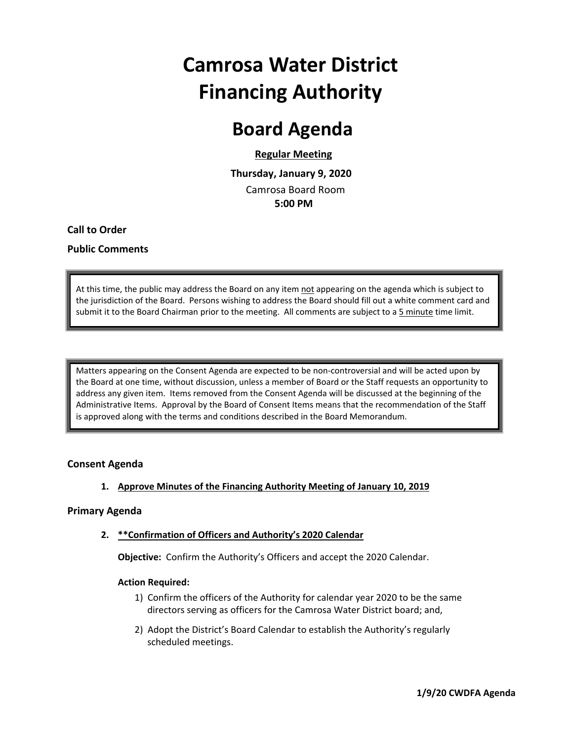# Camrosa Water District Financing Authority

# Board Agenda

**Regular Meeting**

**Thursday, January 9, 2020**

Camrosa Board Room

**5:00 PM**

**Call to Order**

**Public Comments**

> At this time, the public may address the Board on any item not appearing on the agenda which is subject to the jurisdiction of the Board. Persons wishing to address the Board should fill out a white comment card and submit it to the Board Chairman prior to the meeting. All comments are subject to a 5 minute time limit.

> Matters appearing on the Consent Agenda are expected to be non-controversial and will be acted upon by the Board at one time, without discussion, unless a member of Board or the Staff requests an opportunity to address any given item. Items removed from the Consent Agenda will be discussed at the beginning of the Administrative Items. Approval by the Board of Consent Items means that the recommendation of the Staff is approved along with the terms and conditions described in the Board Memorandum.

### Consent Agenda

1. **Approve Minutes of the Financing Authority Meeting of January 10, 2019**

### Primary Agenda

2. **\*\*Confirmation of Officers and Authority's 2020 Calendar**

   **Objective:** Confirm the Authority's Officers and accept the 2020 Calendar.

   **Action Required:**

   1) Confirm the officers of the Authority for calendar year 2020 to be the same directors serving as officers for the Camrosa Water District board; and,
   2) Adopt the District's Board Calendar to establish the Authority's regularly scheduled meetings.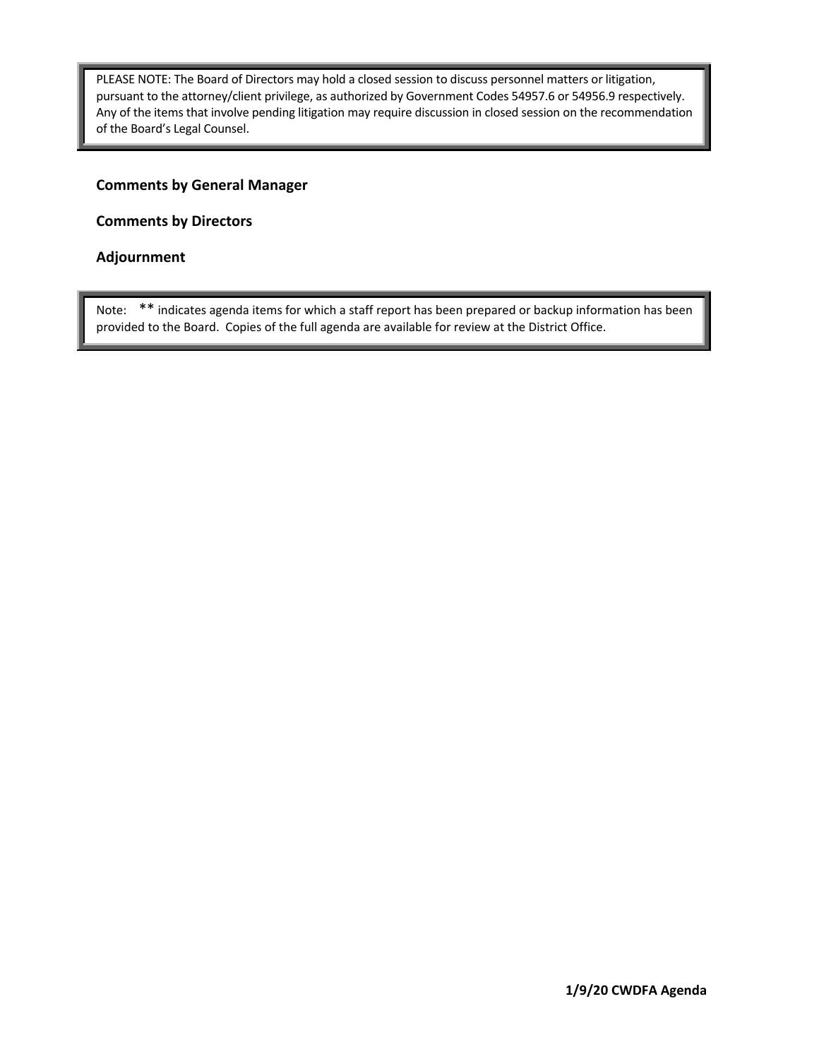> PLEASE NOTE: The Board of Directors may hold a closed session to discuss personnel matters or litigation, pursuant to the attorney/client privilege, as authorized by Government Codes 54957.6 or 54956.9 respectively. Any of the items that involve pending litigation may require discussion in closed session on the recommendation of the Board's Legal Counsel.

**Comments by General Manager**

**Comments by Directors**

**Adjournment**

> Note: ** indicates agenda items for which a staff report has been prepared or backup information has been provided to the Board. Copies of the full agenda are available for review at the District Office.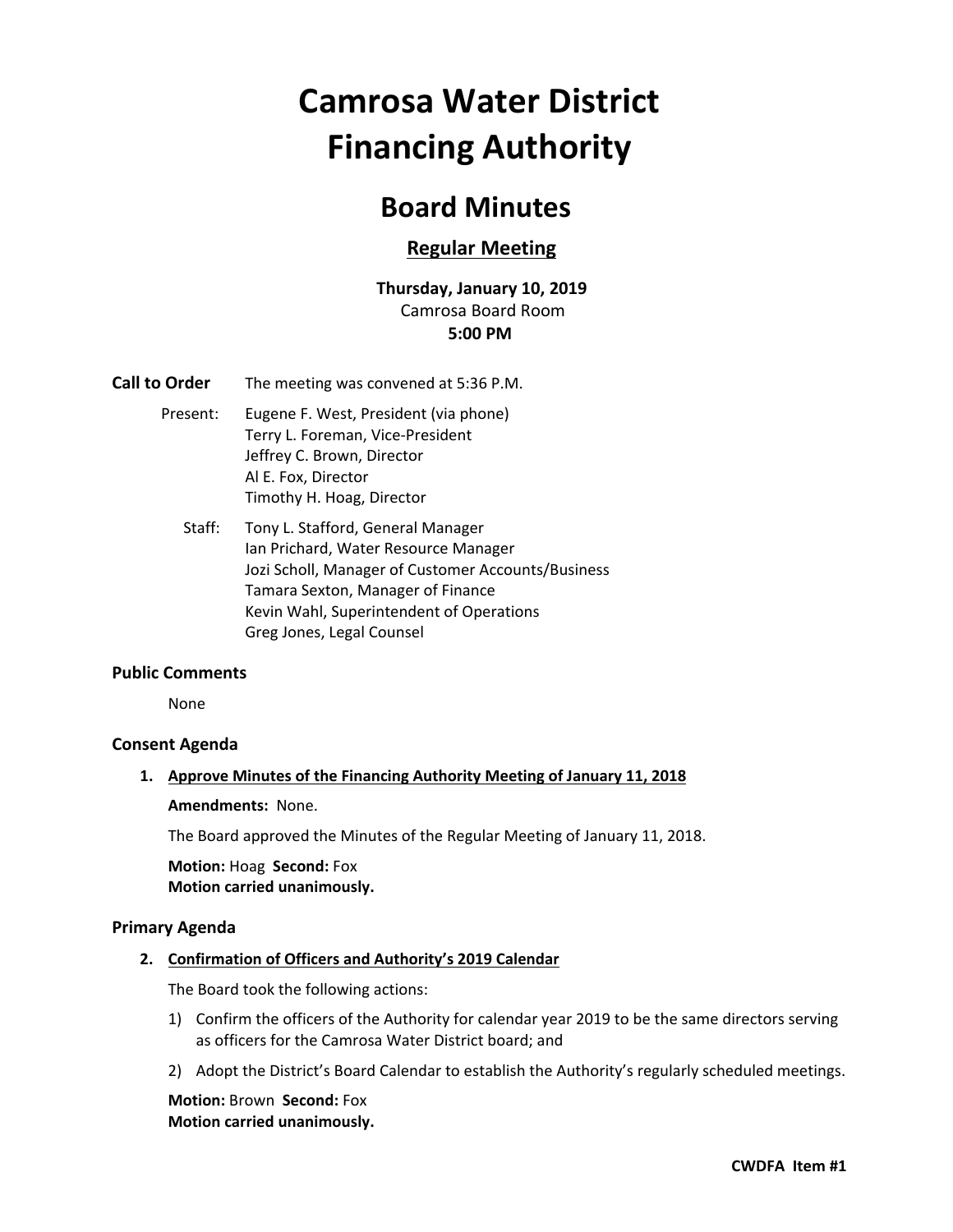# Camrosa Water District Financing Authority

## Board Minutes

### Regular Meeting

**Thursday, January 10, 2019**
Camrosa Board Room
**5:00 PM**

**Call to Order** The meeting was convened at 5:36 P.M.

Present:
Eugene F. West, President (via phone)
Terry L. Foreman, Vice-President
Jeffrey C. Brown, Director
Al E. Fox, Director
Timothy H. Hoag, Director

Staff:
Tony L. Stafford, General Manager
Ian Prichard, Water Resource Manager
Jozi Scholl, Manager of Customer Accounts/Business
Tamara Sexton, Manager of Finance
Kevin Wahl, Superintendent of Operations
Greg Jones, Legal Counsel

**Public Comments**

None

**Consent Agenda**

1. **Approve Minutes of the Financing Authority Meeting of January 11, 2018**

   **Amendments:** None.

   The Board approved the Minutes of the Regular Meeting of January 11, 2018.

   **Motion:** Hoag **Second:** Fox
   **Motion carried unanimously.**

**Primary Agenda**

2. **Confirmation of Officers and Authority's 2019 Calendar**

   The Board took the following actions:

   1) Confirm the officers of the Authority for calendar year 2019 to be the same directors serving as officers for the Camrosa Water District board; and
   2) Adopt the District's Board Calendar to establish the Authority's regularly scheduled meetings.

   **Motion:** Brown **Second:** Fox
   **Motion carried unanimously.**

CWDFA Item #1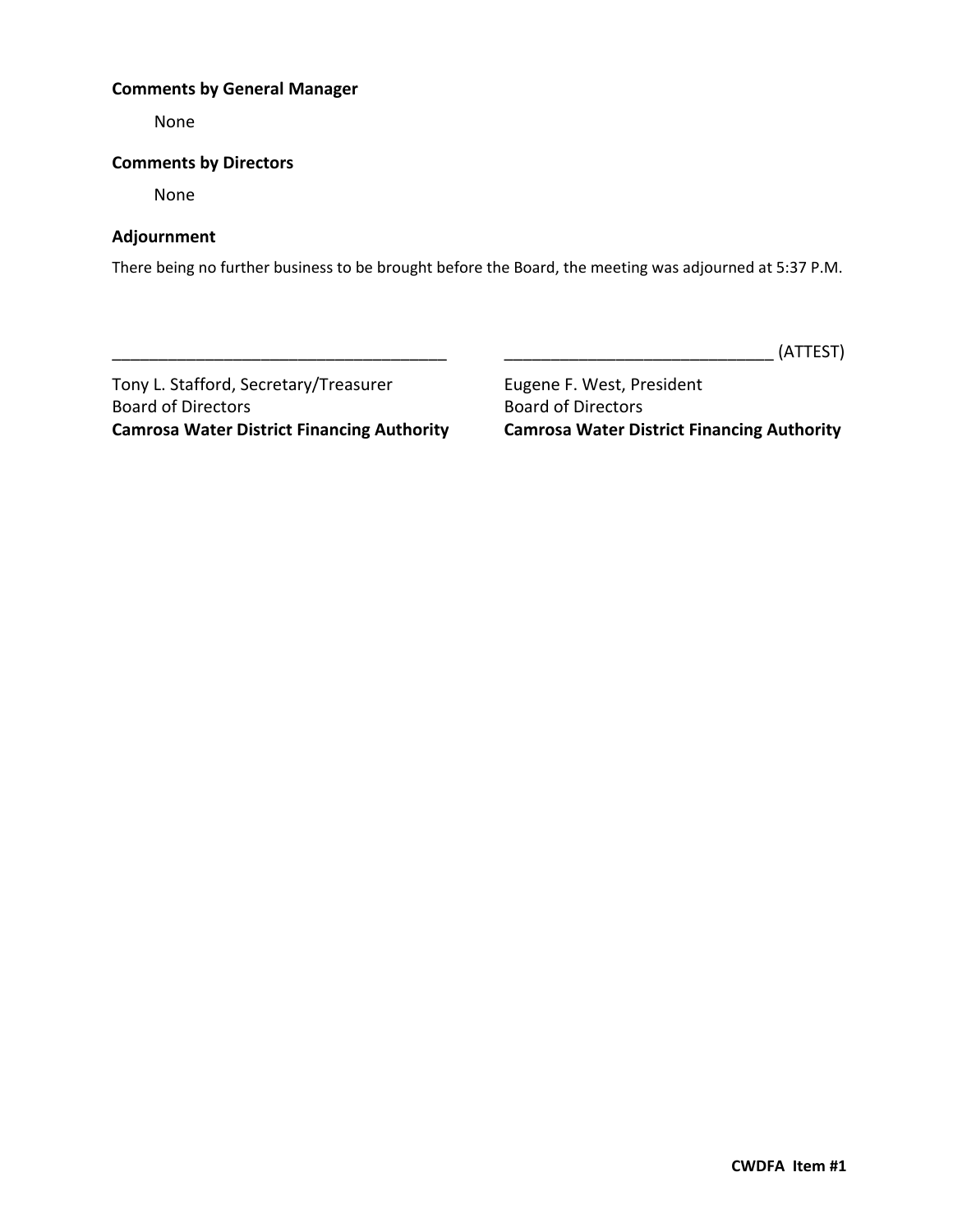### Comments by General Manager

None

### Comments by Directors

None

### Adjournment

There being no further business to be brought before the Board, the meeting was adjourned at 5:37 P.M.

_____________________________________

Tony L. Stafford, Secretary/Treasurer
Board of Directors
**Camrosa Water District Financing Authority**

_____________________________ (ATTEST)

Eugene F. West, President
Board of Directors
**Camrosa Water District Financing Authority**

**CWDFA Item #1**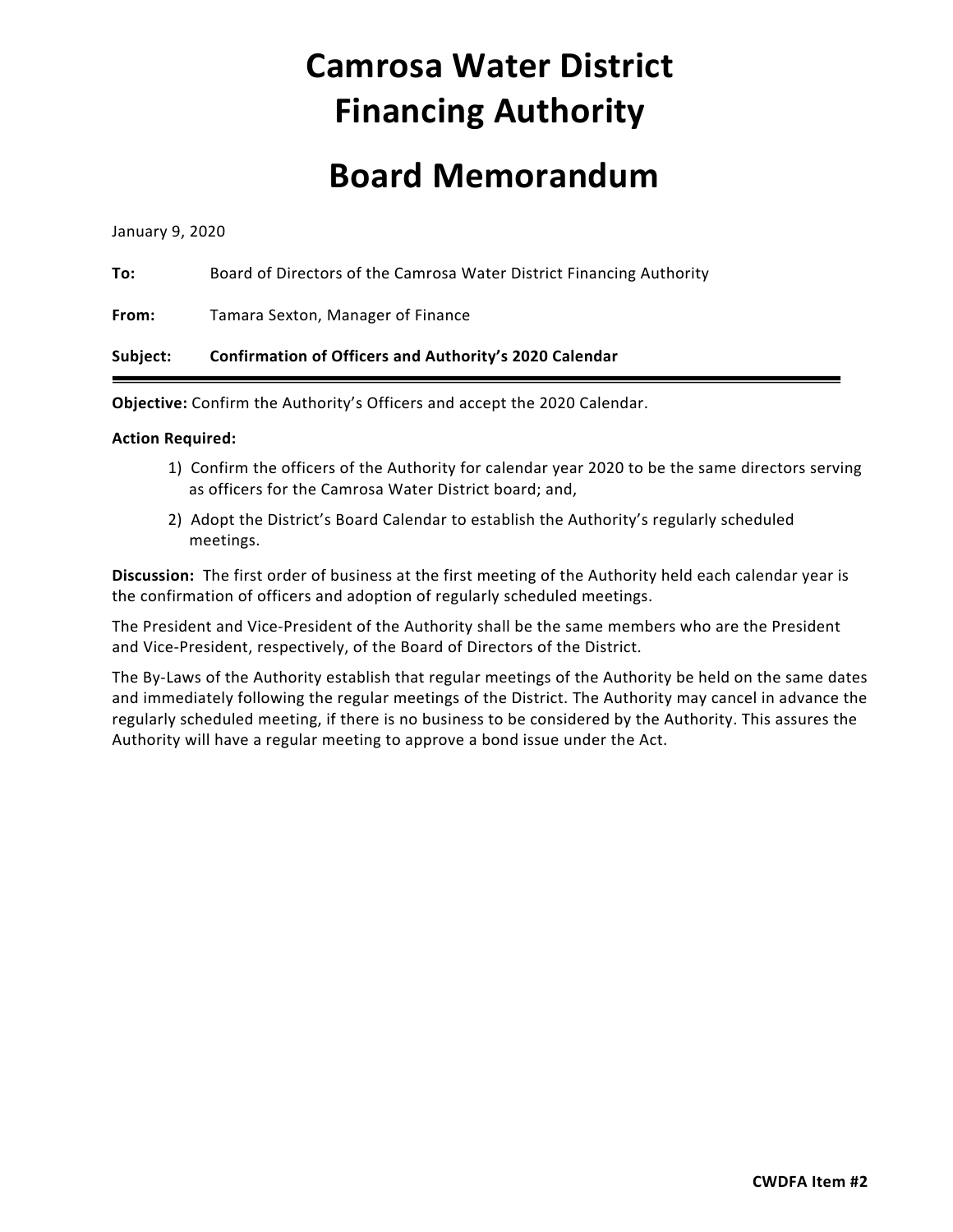# Camrosa Water District Financing Authority

# Board Memorandum

January 9, 2020

**To:** Board of Directors of the Camrosa Water District Financing Authority

**From:** Tamara Sexton, Manager of Finance

**Subject:** **Confirmation of Officers and Authority's 2020 Calendar**

---

**Objective:** Confirm the Authority's Officers and accept the 2020 Calendar.

**Action Required:**

1) Confirm the officers of the Authority for calendar year 2020 to be the same directors serving as officers for the Camrosa Water District board; and,
2) Adopt the District's Board Calendar to establish the Authority's regularly scheduled meetings.

**Discussion:** The first order of business at the first meeting of the Authority held each calendar year is the confirmation of officers and adoption of regularly scheduled meetings.

The President and Vice-President of the Authority shall be the same members who are the President and Vice-President, respectively, of the Board of Directors of the District.

The By-Laws of the Authority establish that regular meetings of the Authority be held on the same dates and immediately following the regular meetings of the District. The Authority may cancel in advance the regularly scheduled meeting, if there is no business to be considered by the Authority. This assures the Authority will have a regular meeting to approve a bond issue under the Act.

**CWDFA Item #2**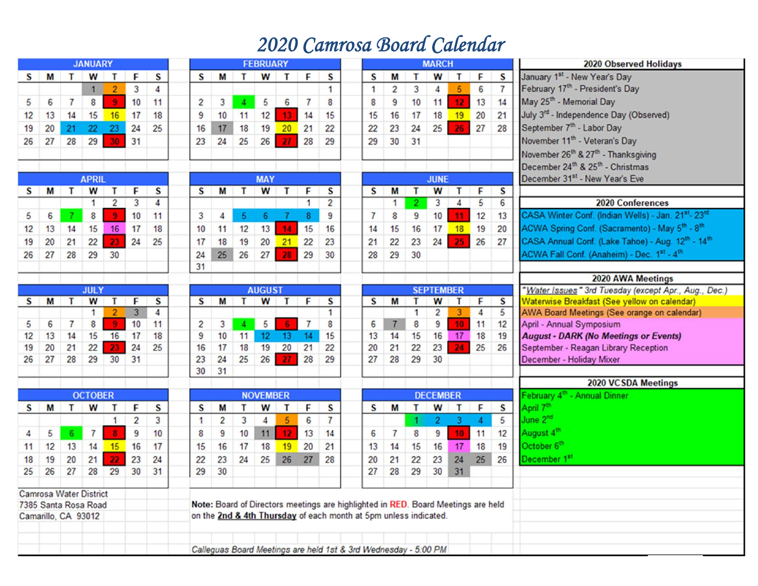# 2020 Camrosa Board Calendar

## JANUARY

| S | M | T | W | T | F | S |
|---|---|---|---|---|---|---|
| | | | 1 | 2 | 3 | 4 |
| 5 | 6 | 7 | 8 | 9 | 10 | 11 |
| 12 | 13 | 14 | 15 | 16 | 17 | 18 |
| 19 | 20 | 21 | 22 | 23 | 24 | 25 |
| 26 | 27 | 28 | 29 | 30 | 31 | |

## FEBRUARY

| S | M | T | W | T | F | S |
|---|---|---|---|---|---|---|
| | | | | | | 1 |
| 2 | 3 | 4 | 5 | 6 | 7 | 8 |
| 9 | 10 | 11 | 12 | 13 | 14 | 15 |
| 16 | 17 | 18 | 19 | 20 | 21 | 22 |
| 23 | 24 | 25 | 26 | 27 | 28 | 29 |

## MARCH

| S | M | T | W | T | F | S |
|---|---|---|---|---|---|---|
| 1 | 2 | 3 | 4 | 5 | 6 | 7 |
| 8 | 9 | 10 | 11 | 12 | 13 | 14 |
| 15 | 16 | 17 | 18 | 19 | 20 | 21 |
| 22 | 23 | 24 | 25 | 26 | 27 | 28 |
| 29 | 30 | 31 | | | | |

## APRIL

| S | M | T | W | T | F | S |
|---|---|---|---|---|---|---|
| | | | 1 | 2 | 3 | 4 |
| 5 | 6 | 7 | 8 | 9 | 10 | 11 |
| 12 | 13 | 14 | 15 | 16 | 17 | 18 |
| 19 | 20 | 21 | 22 | 23 | 24 | 25 |
| 26 | 27 | 28 | 29 | 30 | | |

## MAY

| S | M | T | W | T | F | S |
|---|---|---|---|---|---|---|
| | | | | | 1 | 2 |
| 3 | 4 | 5 | 6 | 7 | 8 | 9 |
| 10 | 11 | 12 | 13 | 14 | 15 | 16 |
| 17 | 18 | 19 | 20 | 21 | 22 | 23 |
| 24 | 25 | 26 | 27 | 28 | 29 | 30 |
| 31 | | | | | | |

## JUNE

| S | M | T | W | T | F | S |
|---|---|---|---|---|---|---|
| | 1 | 2 | 3 | 4 | 5 | 6 |
| 7 | 8 | 9 | 10 | 11 | 12 | 13 |
| 14 | 15 | 16 | 17 | 18 | 19 | 20 |
| 21 | 22 | 23 | 24 | 25 | 26 | 27 |
| 28 | 29 | 30 | | | | |

## JULY

| S | M | T | W | T | F | S |
|---|---|---|---|---|---|---|
| | | | 1 | 2 | 3 | 4 |
| 5 | 6 | 7 | 8 | 9 | 10 | 11 |
| 12 | 13 | 14 | 15 | 16 | 17 | 18 |
| 19 | 20 | 21 | 22 | 23 | 24 | 25 |
| 26 | 27 | 28 | 29 | 30 | 31 | |

## AUGUST

| S | M | T | W | T | F | S |
|---|---|---|---|---|---|---|
| | | | | | | 1 |
| 2 | 3 | 4 | 5 | 6 | 7 | 8 |
| 9 | 10 | 11 | 12 | 13 | 14 | 15 |
| 16 | 17 | 18 | 19 | 20 | 21 | 22 |
| 23 | 24 | 25 | 26 | 27 | 28 | 29 |
| 30 | 31 | | | | | |

## SEPTEMBER

| S | M | T | W | T | F | S |
|---|---|---|---|---|---|---|
| | | 1 | 2 | 3 | 4 | 5 |
| 6 | 7 | 8 | 9 | 10 | 11 | 12 |
| 13 | 14 | 15 | 16 | 17 | 18 | 19 |
| 20 | 21 | 22 | 23 | 24 | 25 | 26 |
| 27 | 28 | 29 | 30 | | | |

## OCTOBER

| S | M | T | W | T | F | S |
|---|---|---|---|---|---|---|
| | | | | 1 | 2 | 3 |
| 4 | 5 | 6 | 7 | 8 | 9 | 10 |
| 11 | 12 | 13 | 14 | 15 | 16 | 17 |
| 18 | 19 | 20 | 21 | 22 | 23 | 24 |
| 25 | 26 | 27 | 28 | 29 | 30 | 31 |

## NOVEMBER

| S | M | T | W | T | F | S |
|---|---|---|---|---|---|---|
| 1 | 2 | 3 | 4 | 5 | 6 | 7 |
| 8 | 9 | 10 | 11 | 12 | 13 | 14 |
| 15 | 16 | 17 | 18 | 19 | 20 | 21 |
| 22 | 23 | 24 | 25 | 26 | 27 | 28 |
| 29 | 30 | | | | | |

## DECEMBER

| S | M | T | W | T | F | S |
|---|---|---|---|---|---|---|
| | | 1 | 2 | 3 | 4 | 5 |
| 6 | 7 | 8 | 9 | 10 | 11 | 12 |
| 13 | 14 | 15 | 16 | 17 | 18 | 19 |
| 20 | 21 | 22 | 23 | 24 | 25 | 26 |
| 27 | 28 | 29 | 30 | 31 | | |

### 2020 Observed Holidays

- January 1st - New Year's Day
- February 17th - President's Day
- May 25th - Memorial Day
- July 3rd - Independence Day (Observed)
- September 7th - Labor Day
- November 11th - Veteran's Day
- November 26th & 27th - Thanksgiving
- December 24th & 25th - Christmas
- December 31st - New Year's Eve

### 2020 Conferences

- CASA Winter Conf. (Indian Wells) - Jan. 21st - 23rd
- ACWA Spring Conf. (Sacramento) - May 5th - 8th
- CASA Annual Conf. (Lake Tahoe) - Aug. 12th - 14th
- ACWA Fall Conf. (Anaheim) - Dec. 1st - 4th

### 2020 AWA Meetings

- "*Water Issues*" 3rd Tuesday (except Apr., Aug., Dec.)
- Waterwise Breakfast (See yellow on calendar)
- AWA Board Meetings (See orange on calendar)
- April - Annual Symposium
- ***August - DARK (No Meetings or Events)***
- September - Reagan Library Reception
- December - Holiday Mixer

### 2020 VCSDA Meetings

- February 4th - Annual Dinner
- April 7th
- June 2nd
- August 4th
- October 6th
- December 1st

Camrosa Water District
7385 Santa Rosa Road
Camarillo, CA 93012

**Note:** Board of Directors meetings are highlighted in RED. Board Meetings are held on the **2nd & 4th Thursday** of each month at 5pm unless indicated.

*Calleguas Board Meetings are held 1st & 3rd Wednesday - 5:00 PM*